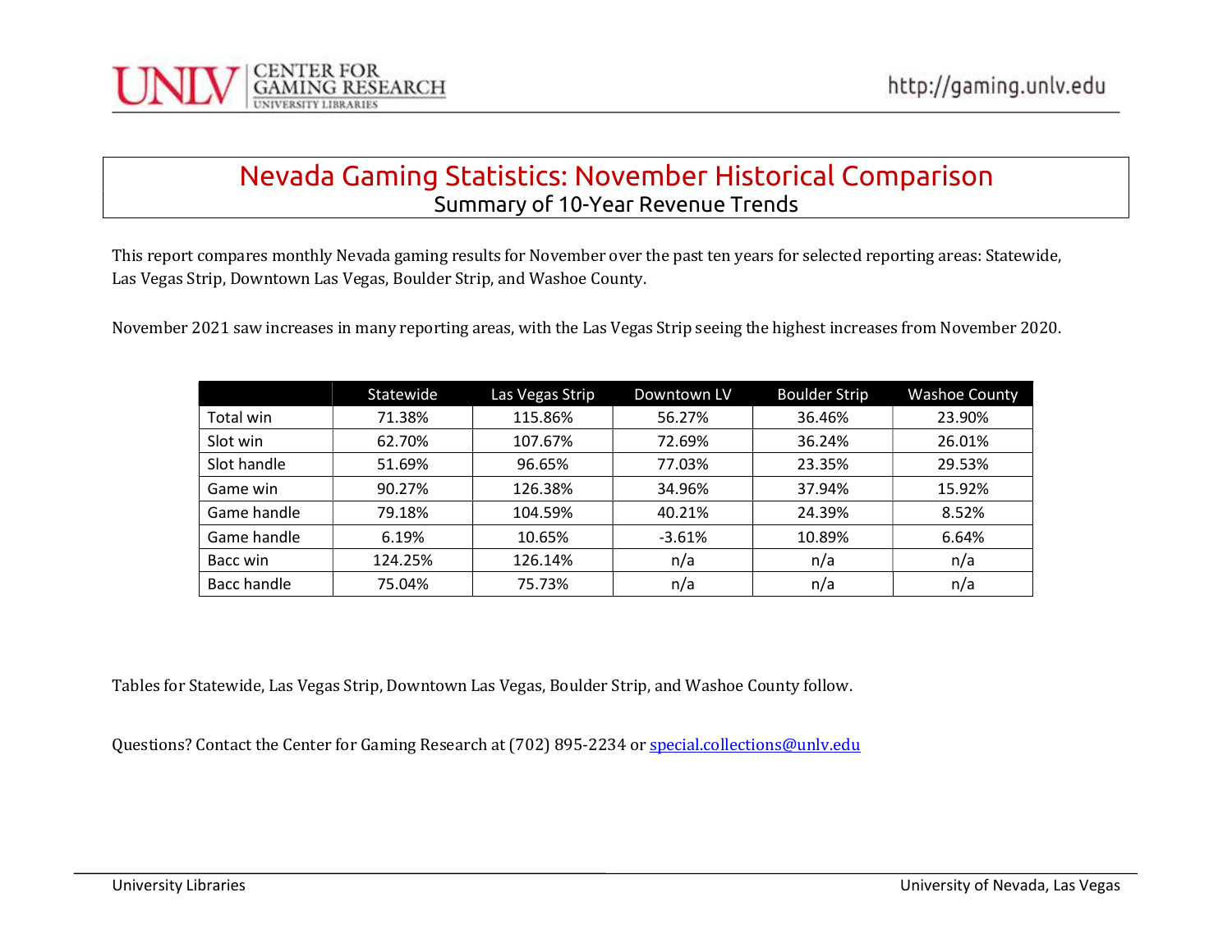# Nevada Gaming Statistics: November Historical Comparison

## Summary of 10-Year Revenue Trends

This report compares monthly Nevada gaming results for November over the past ten years for selected reporting areas: Statewide, Las Vegas Strip, Downtown Las Vegas, Boulder Strip, and Washoe County.

November 2021 saw increases in many reporting areas, with the Las Vegas Strip seeing the highest increases from November 2020.

| | Statewide | Las Vegas Strip | Downtown LV | Boulder Strip | Washoe County |
|---|---|---|---|---|---|
| Total win | 71.38% | 115.86% | 56.27% | 36.46% | 23.90% |
| Slot win | 62.70% | 107.67% | 72.69% | 36.24% | 26.01% |
| Slot handle | 51.69% | 96.65% | 77.03% | 23.35% | 29.53% |
| Game win | 90.27% | 126.38% | 34.96% | 37.94% | 15.92% |
| Game handle | 79.18% | 104.59% | 40.21% | 24.39% | 8.52% |
| Game handle | 6.19% | 10.65% | -3.61% | 10.89% | 6.64% |
| Bacc win | 124.25% | 126.14% | n/a | n/a | n/a |
| Bacc handle | 75.04% | 75.73% | n/a | n/a | n/a |

Tables for Statewide, Las Vegas Strip, Downtown Las Vegas, Boulder Strip, and Washoe County follow.

Questions? Contact the Center for Gaming Research at (702) 895-2234 or special.collections@unlv.edu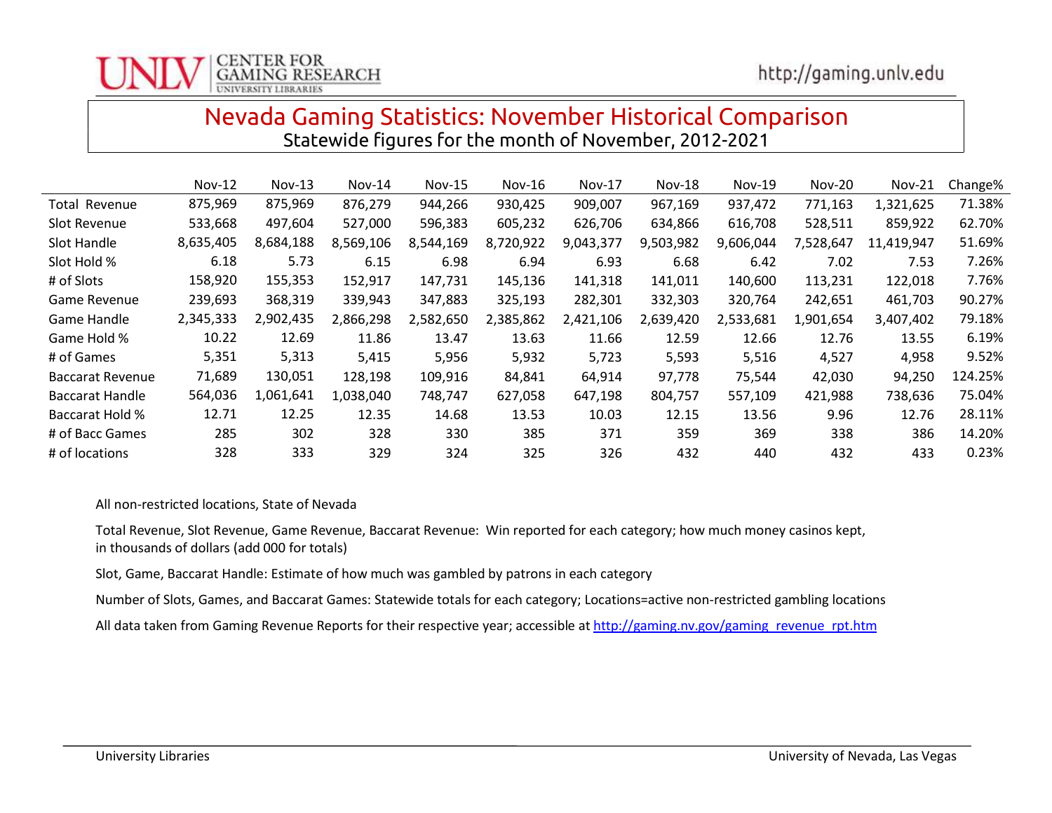# Nevada Gaming Statistics: November Historical Comparison

Statewide figures for the month of November, 2012-2021

| | Nov-12 | Nov-13 | Nov-14 | Nov-15 | Nov-16 | Nov-17 | Nov-18 | Nov-19 | Nov-20 | Nov-21 | Change% |
|---|---|---|---|---|---|---|---|---|---|---|---|
| Total Revenue | 875,969 | 875,969 | 876,279 | 944,266 | 930,425 | 909,007 | 967,169 | 937,472 | 771,163 | 1,321,625 | 71.38% |
| Slot Revenue | 533,668 | 497,604 | 527,000 | 596,383 | 605,232 | 626,706 | 634,866 | 616,708 | 528,511 | 859,922 | 62.70% |
| Slot Handle | 8,635,405 | 8,684,188 | 8,569,106 | 8,544,169 | 8,720,922 | 9,043,377 | 9,503,982 | 9,606,044 | 7,528,647 | 11,419,947 | 51.69% |
| Slot Hold % | 6.18 | 5.73 | 6.15 | 6.98 | 6.94 | 6.93 | 6.68 | 6.42 | 7.02 | 7.53 | 7.26% |
| # of Slots | 158,920 | 155,353 | 152,917 | 147,731 | 145,136 | 141,318 | 141,011 | 140,600 | 113,231 | 122,018 | 7.76% |
| Game Revenue | 239,693 | 368,319 | 339,943 | 347,883 | 325,193 | 282,301 | 332,303 | 320,764 | 242,651 | 461,703 | 90.27% |
| Game Handle | 2,345,333 | 2,902,435 | 2,866,298 | 2,582,650 | 2,385,862 | 2,421,106 | 2,639,420 | 2,533,681 | 1,901,654 | 3,407,402 | 79.18% |
| Game Hold % | 10.22 | 12.69 | 11.86 | 13.47 | 13.63 | 11.66 | 12.59 | 12.66 | 12.76 | 13.55 | 6.19% |
| # of Games | 5,351 | 5,313 | 5,415 | 5,956 | 5,932 | 5,723 | 5,593 | 5,516 | 4,527 | 4,958 | 9.52% |
| Baccarat Revenue | 71,689 | 130,051 | 128,198 | 109,916 | 84,841 | 64,914 | 97,778 | 75,544 | 42,030 | 94,250 | 124.25% |
| Baccarat Handle | 564,036 | 1,061,641 | 1,038,040 | 748,747 | 627,058 | 647,198 | 804,757 | 557,109 | 421,988 | 738,636 | 75.04% |
| Baccarat Hold % | 12.71 | 12.25 | 12.35 | 14.68 | 13.53 | 10.03 | 12.15 | 13.56 | 9.96 | 12.76 | 28.11% |
| # of Bacc Games | 285 | 302 | 328 | 330 | 385 | 371 | 359 | 369 | 338 | 386 | 14.20% |
| # of locations | 328 | 333 | 329 | 324 | 325 | 326 | 432 | 440 | 432 | 433 | 0.23% |

All non-restricted locations, State of Nevada

Total Revenue, Slot Revenue, Game Revenue, Baccarat Revenue: Win reported for each category; how much money casinos kept, in thousands of dollars (add 000 for totals)

Slot, Game, Baccarat Handle: Estimate of how much was gambled by patrons in each category

Number of Slots, Games, and Baccarat Games: Statewide totals for each category; Locations=active non-restricted gambling locations

All data taken from Gaming Revenue Reports for their respective year; accessible at http://gaming.nv.gov/gaming_revenue_rpt.htm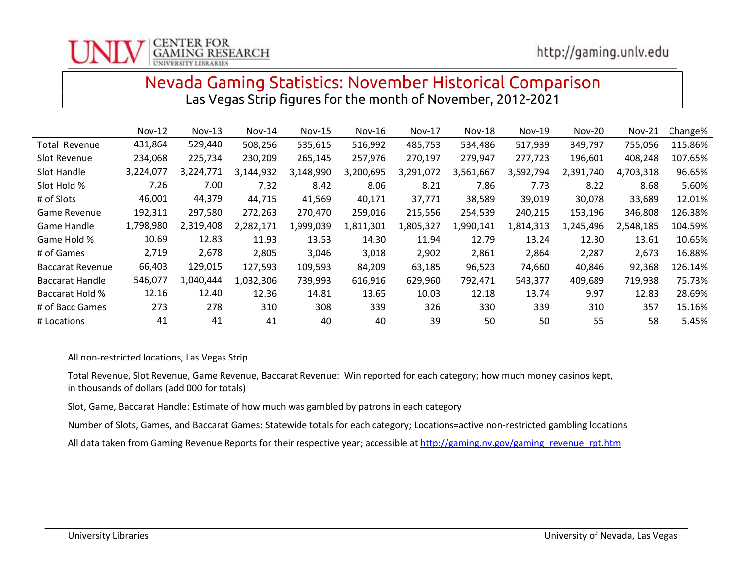# Nevada Gaming Statistics: November Historical Comparison

Las Vegas Strip figures for the month of November, 2012-2021

| | Nov-12 | Nov-13 | Nov-14 | Nov-15 | Nov-16 | Nov-17 | Nov-18 | Nov-19 | Nov-20 | Nov-21 | Change% |
|---|---|---|---|---|---|---|---|---|---|---|---|
| Total Revenue | 431,864 | 529,440 | 508,256 | 535,615 | 516,992 | 485,753 | 534,486 | 517,939 | 349,797 | 755,056 | 115.86% |
| Slot Revenue | 234,068 | 225,734 | 230,209 | 265,145 | 257,976 | 270,197 | 279,947 | 277,723 | 196,601 | 408,248 | 107.65% |
| Slot Handle | 3,224,077 | 3,224,771 | 3,144,932 | 3,148,990 | 3,200,695 | 3,291,072 | 3,561,667 | 3,592,794 | 2,391,740 | 4,703,318 | 96.65% |
| Slot Hold % | 7.26 | 7.00 | 7.32 | 8.42 | 8.06 | 8.21 | 7.86 | 7.73 | 8.22 | 8.68 | 5.60% |
| # of Slots | 46,001 | 44,379 | 44,715 | 41,569 | 40,171 | 37,771 | 38,589 | 39,019 | 30,078 | 33,689 | 12.01% |
| Game Revenue | 192,311 | 297,580 | 272,263 | 270,470 | 259,016 | 215,556 | 254,539 | 240,215 | 153,196 | 346,808 | 126.38% |
| Game Handle | 1,798,980 | 2,319,408 | 2,282,171 | 1,999,039 | 1,811,301 | 1,805,327 | 1,990,141 | 1,814,313 | 1,245,496 | 2,548,185 | 104.59% |
| Game Hold % | 10.69 | 12.83 | 11.93 | 13.53 | 14.30 | 11.94 | 12.79 | 13.24 | 12.30 | 13.61 | 10.65% |
| # of Games | 2,719 | 2,678 | 2,805 | 3,046 | 3,018 | 2,902 | 2,861 | 2,864 | 2,287 | 2,673 | 16.88% |
| Baccarat Revenue | 66,403 | 129,015 | 127,593 | 109,593 | 84,209 | 63,185 | 96,523 | 74,660 | 40,846 | 92,368 | 126.14% |
| Baccarat Handle | 546,077 | 1,040,444 | 1,032,306 | 739,993 | 616,916 | 629,960 | 792,471 | 543,377 | 409,689 | 719,938 | 75.73% |
| Baccarat Hold % | 12.16 | 12.40 | 12.36 | 14.81 | 13.65 | 10.03 | 12.18 | 13.74 | 9.97 | 12.83 | 28.69% |
| # of Bacc Games | 273 | 278 | 310 | 308 | 339 | 326 | 330 | 339 | 310 | 357 | 15.16% |
| # Locations | 41 | 41 | 41 | 40 | 40 | 39 | 50 | 50 | 55 | 58 | 5.45% |

All non-restricted locations, Las Vegas Strip

Total Revenue, Slot Revenue, Game Revenue, Baccarat Revenue: Win reported for each category; how much money casinos kept, in thousands of dollars (add 000 for totals)

Slot, Game, Baccarat Handle: Estimate of how much was gambled by patrons in each category

Number of Slots, Games, and Baccarat Games: Statewide totals for each category; Locations=active non-restricted gambling locations

All data taken from Gaming Revenue Reports for their respective year; accessible at http://gaming.nv.gov/gaming_revenue_rpt.htm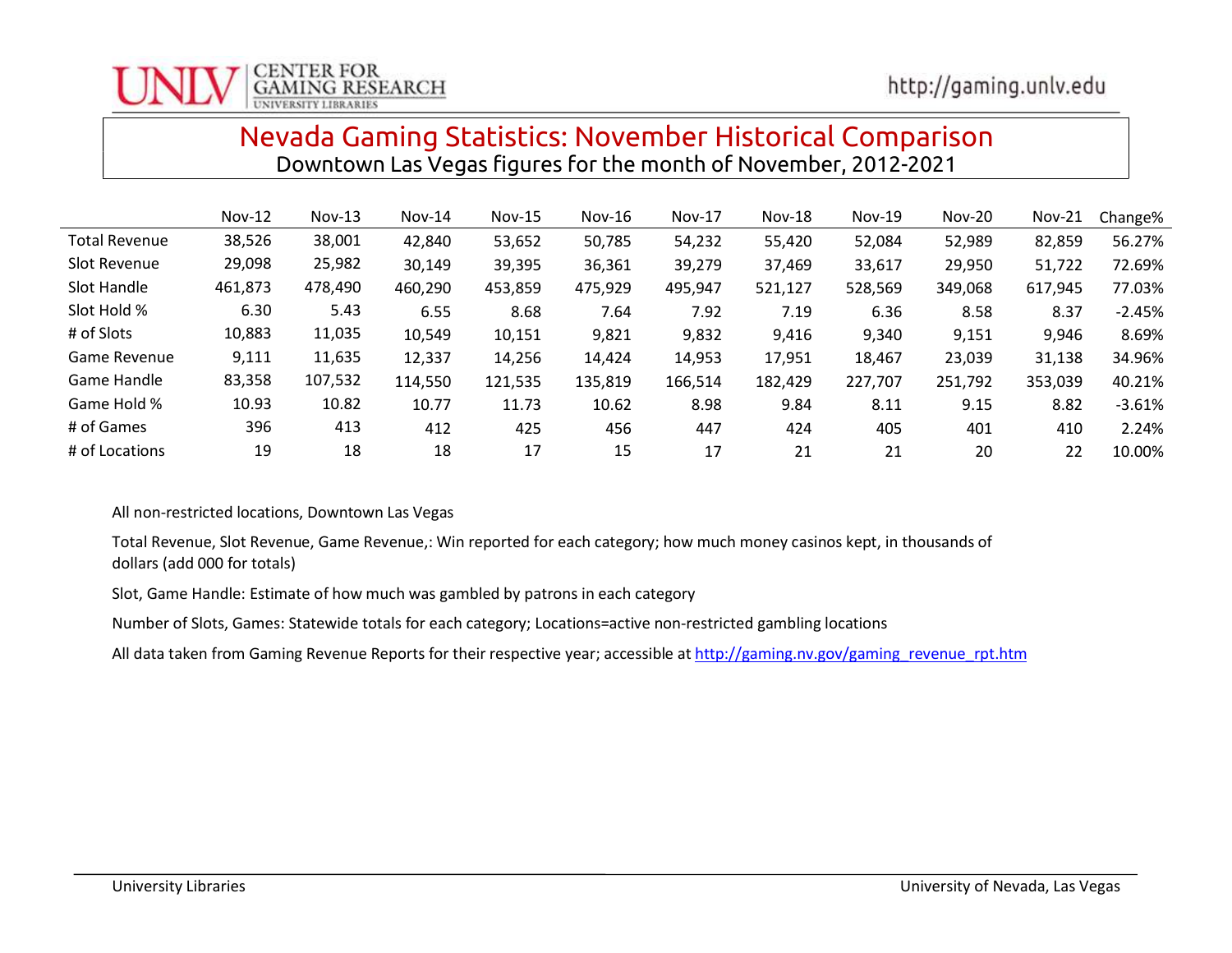# Nevada Gaming Statistics: November Historical Comparison

Downtown Las Vegas figures for the month of November, 2012-2021

| | Nov-12 | Nov-13 | Nov-14 | Nov-15 | Nov-16 | Nov-17 | Nov-18 | Nov-19 | Nov-20 | Nov-21 | Change% |
|---|---|---|---|---|---|---|---|---|---|---|---|
| Total Revenue | 38,526 | 38,001 | 42,840 | 53,652 | 50,785 | 54,232 | 55,420 | 52,084 | 52,989 | 82,859 | 56.27% |
| Slot Revenue | 29,098 | 25,982 | 30,149 | 39,395 | 36,361 | 39,279 | 37,469 | 33,617 | 29,950 | 51,722 | 72.69% |
| Slot Handle | 461,873 | 478,490 | 460,290 | 453,859 | 475,929 | 495,947 | 521,127 | 528,569 | 349,068 | 617,945 | 77.03% |
| Slot Hold % | 6.30 | 5.43 | 6.55 | 8.68 | 7.64 | 7.92 | 7.19 | 6.36 | 8.58 | 8.37 | -2.45% |
| # of Slots | 10,883 | 11,035 | 10,549 | 10,151 | 9,821 | 9,832 | 9,416 | 9,340 | 9,151 | 9,946 | 8.69% |
| Game Revenue | 9,111 | 11,635 | 12,337 | 14,256 | 14,424 | 14,953 | 17,951 | 18,467 | 23,039 | 31,138 | 34.96% |
| Game Handle | 83,358 | 107,532 | 114,550 | 121,535 | 135,819 | 166,514 | 182,429 | 227,707 | 251,792 | 353,039 | 40.21% |
| Game Hold % | 10.93 | 10.82 | 10.77 | 11.73 | 10.62 | 8.98 | 9.84 | 8.11 | 9.15 | 8.82 | -3.61% |
| # of Games | 396 | 413 | 412 | 425 | 456 | 447 | 424 | 405 | 401 | 410 | 2.24% |
| # of Locations | 19 | 18 | 18 | 17 | 15 | 17 | 21 | 21 | 20 | 22 | 10.00% |

All non-restricted locations, Downtown Las Vegas

Total Revenue, Slot Revenue, Game Revenue,: Win reported for each category; how much money casinos kept, in thousands of dollars (add 000 for totals)

Slot, Game Handle: Estimate of how much was gambled by patrons in each category

Number of Slots, Games: Statewide totals for each category; Locations=active non-restricted gambling locations

All data taken from Gaming Revenue Reports for their respective year; accessible at http://gaming.nv.gov/gaming_revenue_rpt.htm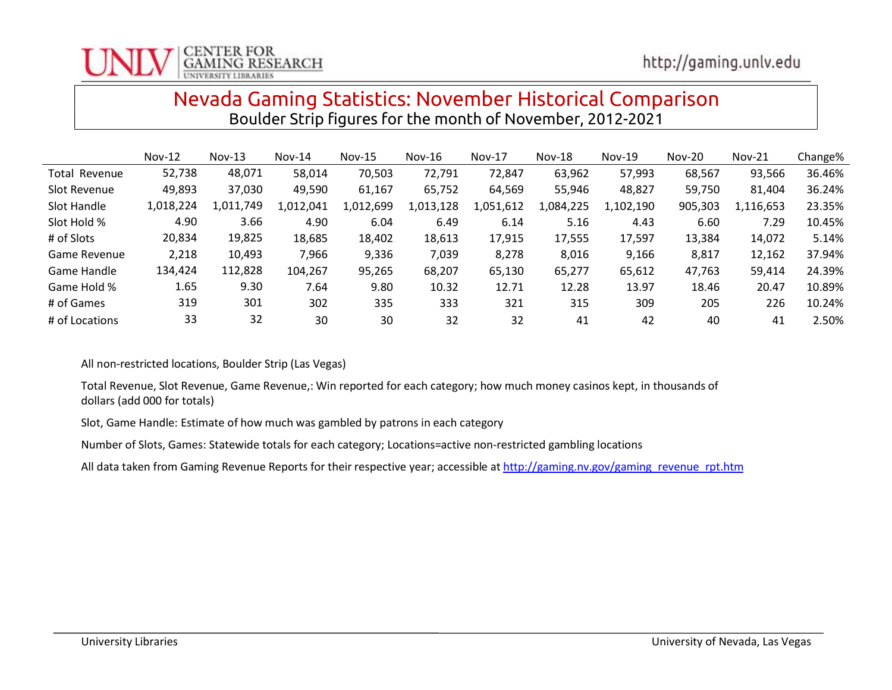# Nevada Gaming Statistics: November Historical Comparison

Boulder Strip figures for the month of November, 2012-2021

| | Nov-12 | Nov-13 | Nov-14 | Nov-15 | Nov-16 | Nov-17 | Nov-18 | Nov-19 | Nov-20 | Nov-21 | Change% |
|---|---|---|---|---|---|---|---|---|---|---|---|
| Total Revenue | 52,738 | 48,071 | 58,014 | 70,503 | 72,791 | 72,847 | 63,962 | 57,993 | 68,567 | 93,566 | 36.46% |
| Slot Revenue | 49,893 | 37,030 | 49,590 | 61,167 | 65,752 | 64,569 | 55,946 | 48,827 | 59,750 | 81,404 | 36.24% |
| Slot Handle | 1,018,224 | 1,011,749 | 1,012,041 | 1,012,699 | 1,013,128 | 1,051,612 | 1,084,225 | 1,102,190 | 905,303 | 1,116,653 | 23.35% |
| Slot Hold % | 4.90 | 3.66 | 4.90 | 6.04 | 6.49 | 6.14 | 5.16 | 4.43 | 6.60 | 7.29 | 10.45% |
| # of Slots | 20,834 | 19,825 | 18,685 | 18,402 | 18,613 | 17,915 | 17,555 | 17,597 | 13,384 | 14,072 | 5.14% |
| Game Revenue | 2,218 | 10,493 | 7,966 | 9,336 | 7,039 | 8,278 | 8,016 | 9,166 | 8,817 | 12,162 | 37.94% |
| Game Handle | 134,424 | 112,828 | 104,267 | 95,265 | 68,207 | 65,130 | 65,277 | 65,612 | 47,763 | 59,414 | 24.39% |
| Game Hold % | 1.65 | 9.30 | 7.64 | 9.80 | 10.32 | 12.71 | 12.28 | 13.97 | 18.46 | 20.47 | 10.89% |
| # of Games | 319 | 301 | 302 | 335 | 333 | 321 | 315 | 309 | 205 | 226 | 10.24% |
| # of Locations | 33 | 32 | 30 | 30 | 32 | 32 | 41 | 42 | 40 | 41 | 2.50% |

All non-restricted locations, Boulder Strip (Las Vegas)

Total Revenue, Slot Revenue, Game Revenue,: Win reported for each category; how much money casinos kept, in thousands of dollars (add 000 for totals)

Slot, Game Handle: Estimate of how much was gambled by patrons in each category

Number of Slots, Games: Statewide totals for each category; Locations=active non-restricted gambling locations

All data taken from Gaming Revenue Reports for their respective year; accessible at http://gaming.nv.gov/gaming_revenue_rpt.htm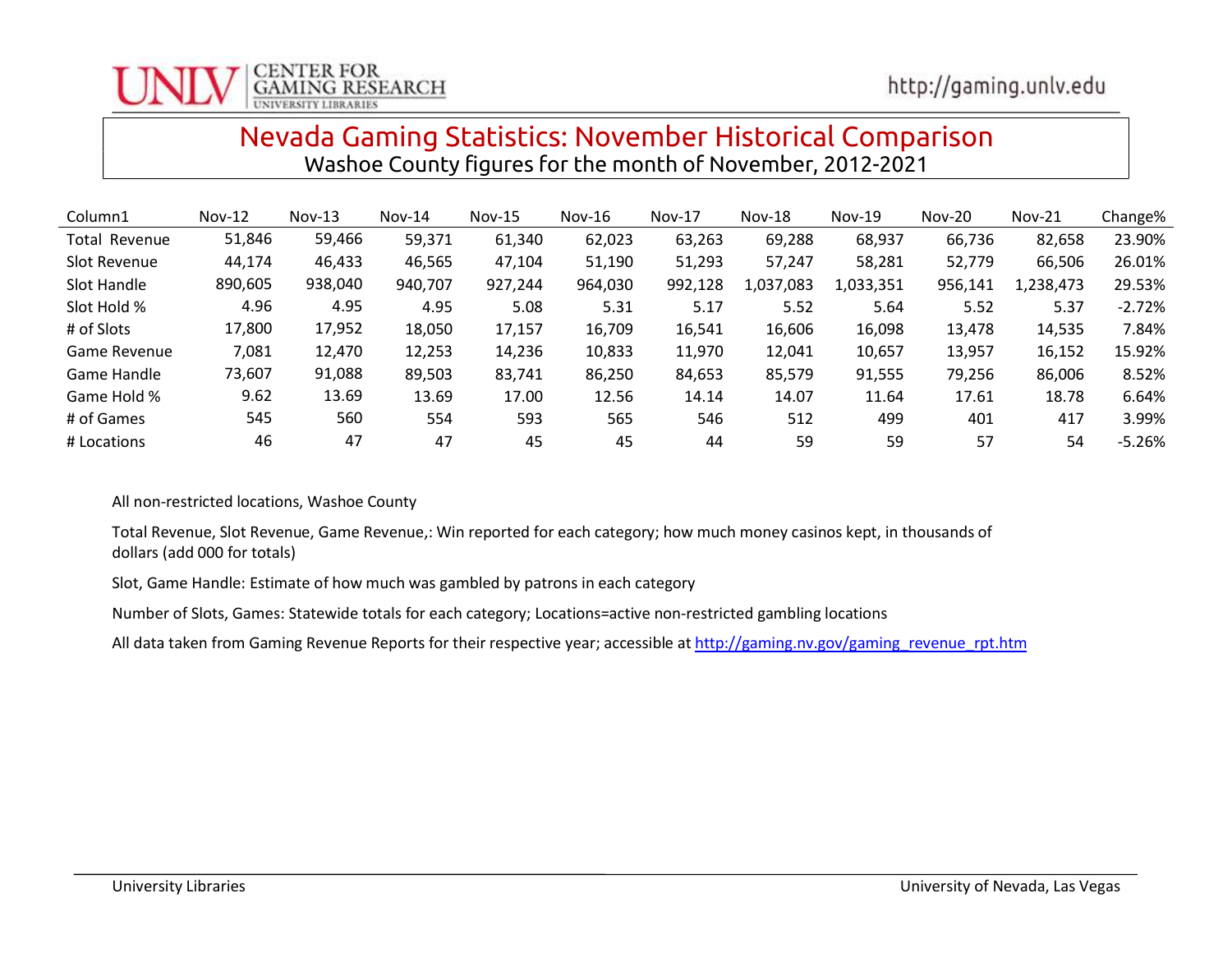# Nevada Gaming Statistics: November Historical Comparison

Washoe County figures for the month of November, 2012-2021

| Column1 | Nov-12 | Nov-13 | Nov-14 | Nov-15 | Nov-16 | Nov-17 | Nov-18 | Nov-19 | Nov-20 | Nov-21 | Change% |
|---|---|---|---|---|---|---|---|---|---|---|---|
| Total Revenue | 51,846 | 59,466 | 59,371 | 61,340 | 62,023 | 63,263 | 69,288 | 68,937 | 66,736 | 82,658 | 23.90% |
| Slot Revenue | 44,174 | 46,433 | 46,565 | 47,104 | 51,190 | 51,293 | 57,247 | 58,281 | 52,779 | 66,506 | 26.01% |
| Slot Handle | 890,605 | 938,040 | 940,707 | 927,244 | 964,030 | 992,128 | 1,037,083 | 1,033,351 | 956,141 | 1,238,473 | 29.53% |
| Slot Hold % | 4.96 | 4.95 | 4.95 | 5.08 | 5.31 | 5.17 | 5.52 | 5.64 | 5.52 | 5.37 | -2.72% |
| # of Slots | 17,800 | 17,952 | 18,050 | 17,157 | 16,709 | 16,541 | 16,606 | 16,098 | 13,478 | 14,535 | 7.84% |
| Game Revenue | 7,081 | 12,470 | 12,253 | 14,236 | 10,833 | 11,970 | 12,041 | 10,657 | 13,957 | 16,152 | 15.92% |
| Game Handle | 73,607 | 91,088 | 89,503 | 83,741 | 86,250 | 84,653 | 85,579 | 91,555 | 79,256 | 86,006 | 8.52% |
| Game Hold % | 9.62 | 13.69 | 13.69 | 17.00 | 12.56 | 14.14 | 14.07 | 11.64 | 17.61 | 18.78 | 6.64% |
| # of Games | 545 | 560 | 554 | 593 | 565 | 546 | 512 | 499 | 401 | 417 | 3.99% |
| # Locations | 46 | 47 | 47 | 45 | 45 | 44 | 59 | 59 | 57 | 54 | -5.26% |

All non-restricted locations, Washoe County

Total Revenue, Slot Revenue, Game Revenue,: Win reported for each category; how much money casinos kept, in thousands of dollars (add 000 for totals)

Slot, Game Handle: Estimate of how much was gambled by patrons in each category

Number of Slots, Games: Statewide totals for each category; Locations=active non-restricted gambling locations

All data taken from Gaming Revenue Reports for their respective year; accessible at http://gaming.nv.gov/gaming_revenue_rpt.htm